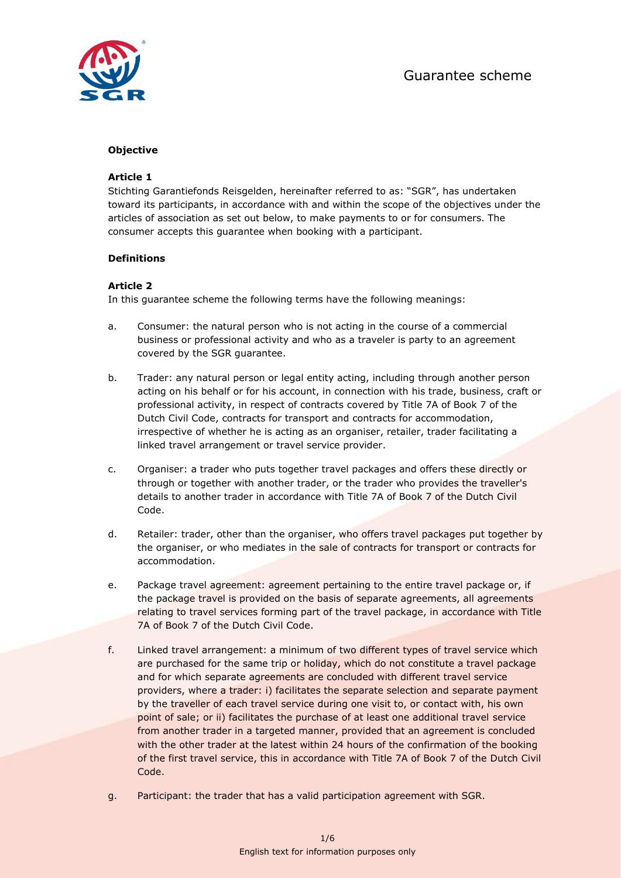# Guarantee scheme

**Objective**

**Article 1**

Stichting Garantiefonds Reisgelden, hereinafter referred to as: "SGR", has undertaken toward its participants, in accordance with and within the scope of the objectives under the articles of association as set out below, to make payments to or for consumers. The consumer accepts this guarantee when booking with a participant.

**Definitions**

**Article 2**

In this guarantee scheme the following terms have the following meanings:

a. Consumer: the natural person who is not acting in the course of a commercial business or professional activity and who as a traveler is party to an agreement covered by the SGR guarantee.

b. Trader: any natural person or legal entity acting, including through another person acting on his behalf or for his account, in connection with his trade, business, craft or professional activity, in respect of contracts covered by Title 7A of Book 7 of the Dutch Civil Code, contracts for transport and contracts for accommodation, irrespective of whether he is acting as an organiser, retailer, trader facilitating a linked travel arrangement or travel service provider.

c. Organiser: a trader who puts together travel packages and offers these directly or through or together with another trader, or the trader who provides the traveller's details to another trader in accordance with Title 7A of Book 7 of the Dutch Civil Code.

d. Retailer: trader, other than the organiser, who offers travel packages put together by the organiser, or who mediates in the sale of contracts for transport or contracts for accommodation.

e. Package travel agreement: agreement pertaining to the entire travel package or, if the package travel is provided on the basis of separate agreements, all agreements relating to travel services forming part of the travel package, in accordance with Title 7A of Book 7 of the Dutch Civil Code.

f. Linked travel arrangement: a minimum of two different types of travel service which are purchased for the same trip or holiday, which do not constitute a travel package and for which separate agreements are concluded with different travel service providers, where a trader: i) facilitates the separate selection and separate payment by the traveller of each travel service during one visit to, or contact with, his own point of sale; or ii) facilitates the purchase of at least one additional travel service from another trader in a targeted manner, provided that an agreement is concluded with the other trader at the latest within 24 hours of the confirmation of the booking of the first travel service, this in accordance with Title 7A of Book 7 of the Dutch Civil Code.

g. Participant: the trader that has a valid participation agreement with SGR.

English text for information purposes only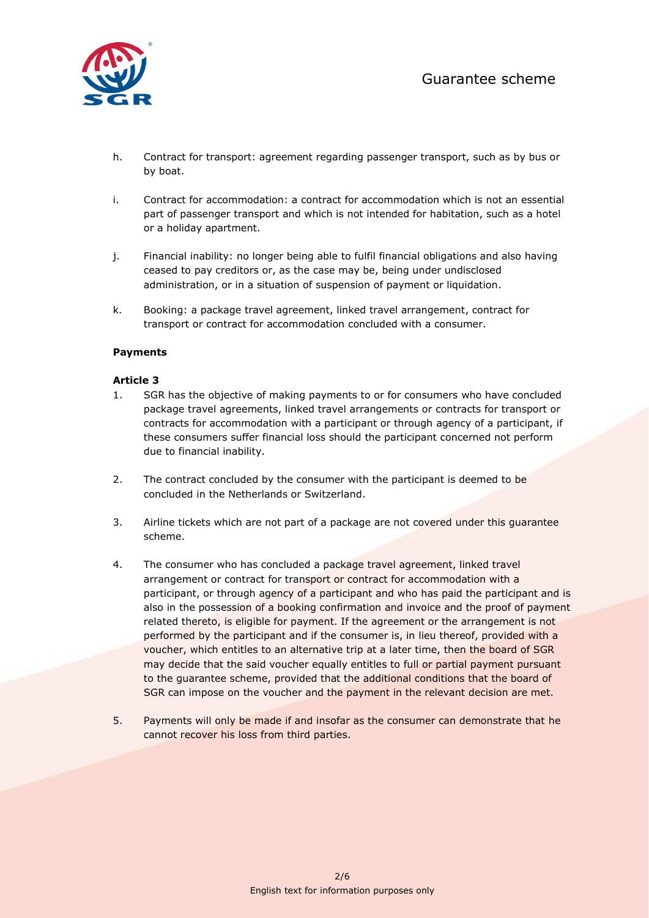h. Contract for transport: agreement regarding passenger transport, such as by bus or by boat.

i. Contract for accommodation: a contract for accommodation which is not an essential part of passenger transport and which is not intended for habitation, such as a hotel or a holiday apartment.

j. Financial inability: no longer being able to fulfil financial obligations and also having ceased to pay creditors or, as the case may be, being under undisclosed administration, or in a situation of suspension of payment or liquidation.

k. Booking: a package travel agreement, linked travel arrangement, contract for transport or contract for accommodation concluded with a consumer.

**Payments**

**Article 3**

1. SGR has the objective of making payments to or for consumers who have concluded package travel agreements, linked travel arrangements or contracts for transport or contracts for accommodation with a participant or through agency of a participant, if these consumers suffer financial loss should the participant concerned not perform due to financial inability.

2. The contract concluded by the consumer with the participant is deemed to be concluded in the Netherlands or Switzerland.

3. Airline tickets which are not part of a package are not covered under this guarantee scheme.

4. The consumer who has concluded a package travel agreement, linked travel arrangement or contract for transport or contract for accommodation with a participant, or through agency of a participant and who has paid the participant and is also in the possession of a booking confirmation and invoice and the proof of payment related thereto, is eligible for payment. If the agreement or the arrangement is not performed by the participant and if the consumer is, in lieu thereof, provided with a voucher, which entitles to an alternative trip at a later time, then the board of SGR may decide that the said voucher equally entitles to full or partial payment pursuant to the guarantee scheme, provided that the additional conditions that the board of SGR can impose on the voucher and the payment in the relevant decision are met.

5. Payments will only be made if and insofar as the consumer can demonstrate that he cannot recover his loss from third parties.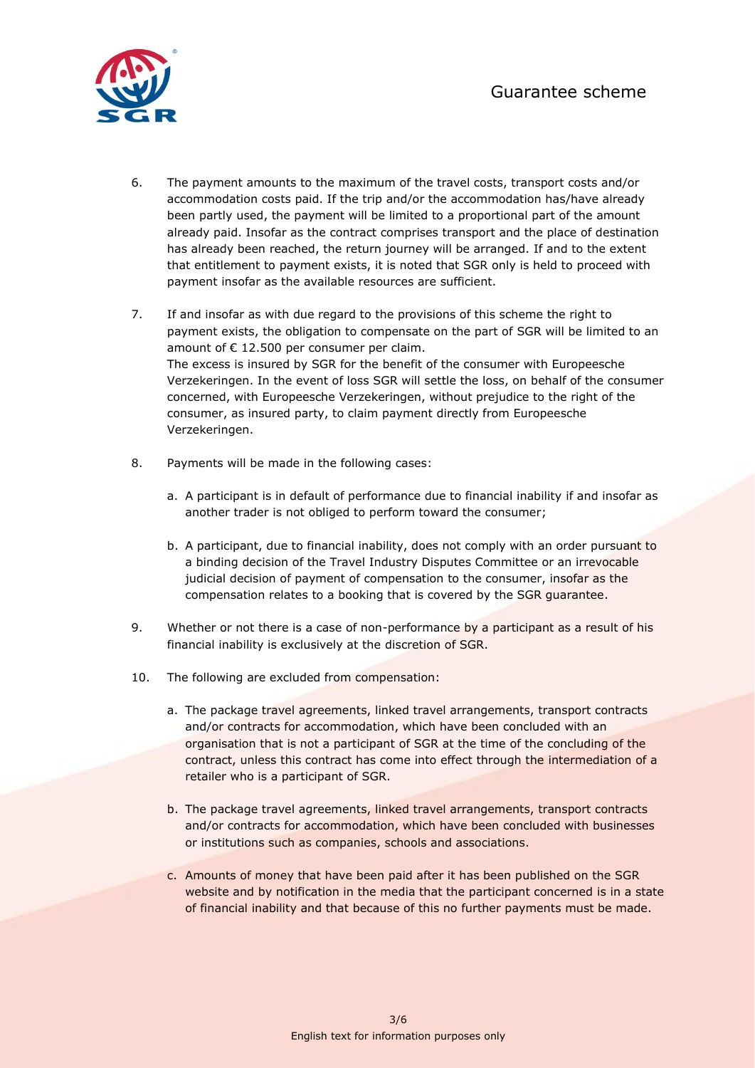6. The payment amounts to the maximum of the travel costs, transport costs and/or accommodation costs paid. If the trip and/or the accommodation has/have already been partly used, the payment will be limited to a proportional part of the amount already paid. Insofar as the contract comprises transport and the place of destination has already been reached, the return journey will be arranged. If and to the extent that entitlement to payment exists, it is noted that SGR only is held to proceed with payment insofar as the available resources are sufficient.

7. If and insofar as with due regard to the provisions of this scheme the right to payment exists, the obligation to compensate on the part of SGR will be limited to an amount of € 12.500 per consumer per claim.
   The excess is insured by SGR for the benefit of the consumer with Europeesche Verzekeringen. In the event of loss SGR will settle the loss, on behalf of the consumer concerned, with Europeesche Verzekeringen, without prejudice to the right of the consumer, as insured party, to claim payment directly from Europeesche Verzekeringen.

8. Payments will be made in the following cases:

   a. A participant is in default of performance due to financial inability if and insofar as another trader is not obliged to perform toward the consumer;

   b. A participant, due to financial inability, does not comply with an order pursuant to a binding decision of the Travel Industry Disputes Committee or an irrevocable judicial decision of payment of compensation to the consumer, insofar as the compensation relates to a booking that is covered by the SGR guarantee.

9. Whether or not there is a case of non-performance by a participant as a result of his financial inability is exclusively at the discretion of SGR.

10. The following are excluded from compensation:

    a. The package travel agreements, linked travel arrangements, transport contracts and/or contracts for accommodation, which have been concluded with an organisation that is not a participant of SGR at the time of the concluding of the contract, unless this contract has come into effect through the intermediation of a retailer who is a participant of SGR.

    b. The package travel agreements, linked travel arrangements, transport contracts and/or contracts for accommodation, which have been concluded with businesses or institutions such as companies, schools and associations.

    c. Amounts of money that have been paid after it has been published on the SGR website and by notification in the media that the participant concerned is in a state of financial inability and that because of this no further payments must be made.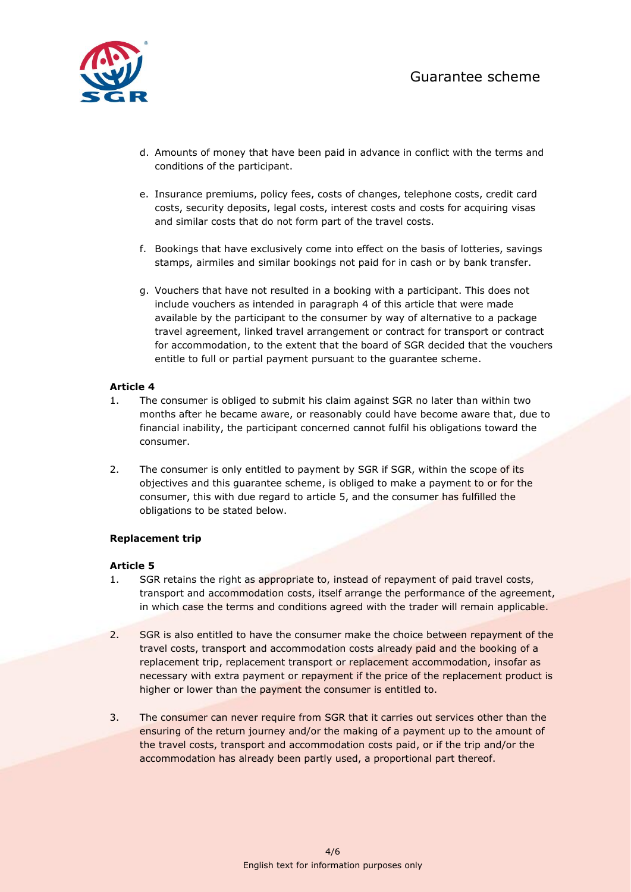d. Amounts of money that have been paid in advance in conflict with the terms and conditions of the participant.

e. Insurance premiums, policy fees, costs of changes, telephone costs, credit card costs, security deposits, legal costs, interest costs and costs for acquiring visas and similar costs that do not form part of the travel costs.

f. Bookings that have exclusively come into effect on the basis of lotteries, savings stamps, airmiles and similar bookings not paid for in cash or by bank transfer.

g. Vouchers that have not resulted in a booking with a participant. This does not include vouchers as intended in paragraph 4 of this article that were made available by the participant to the consumer by way of alternative to a package travel agreement, linked travel arrangement or contract for transport or contract for accommodation, to the extent that the board of SGR decided that the vouchers entitle to full or partial payment pursuant to the guarantee scheme.

**Article 4**

1. The consumer is obliged to submit his claim against SGR no later than within two months after he became aware, or reasonably could have become aware that, due to financial inability, the participant concerned cannot fulfil his obligations toward the consumer.

2. The consumer is only entitled to payment by SGR if SGR, within the scope of its objectives and this guarantee scheme, is obliged to make a payment to or for the consumer, this with due regard to article 5, and the consumer has fulfilled the obligations to be stated below.

**Replacement trip**

**Article 5**

1. SGR retains the right as appropriate to, instead of repayment of paid travel costs, transport and accommodation costs, itself arrange the performance of the agreement, in which case the terms and conditions agreed with the trader will remain applicable.

2. SGR is also entitled to have the consumer make the choice between repayment of the travel costs, transport and accommodation costs already paid and the booking of a replacement trip, replacement transport or replacement accommodation, insofar as necessary with extra payment or repayment if the price of the replacement product is higher or lower than the payment the consumer is entitled to.

3. The consumer can never require from SGR that it carries out services other than the ensuring of the return journey and/or the making of a payment up to the amount of the travel costs, transport and accommodation costs paid, or if the trip and/or the accommodation has already been partly used, a proportional part thereof.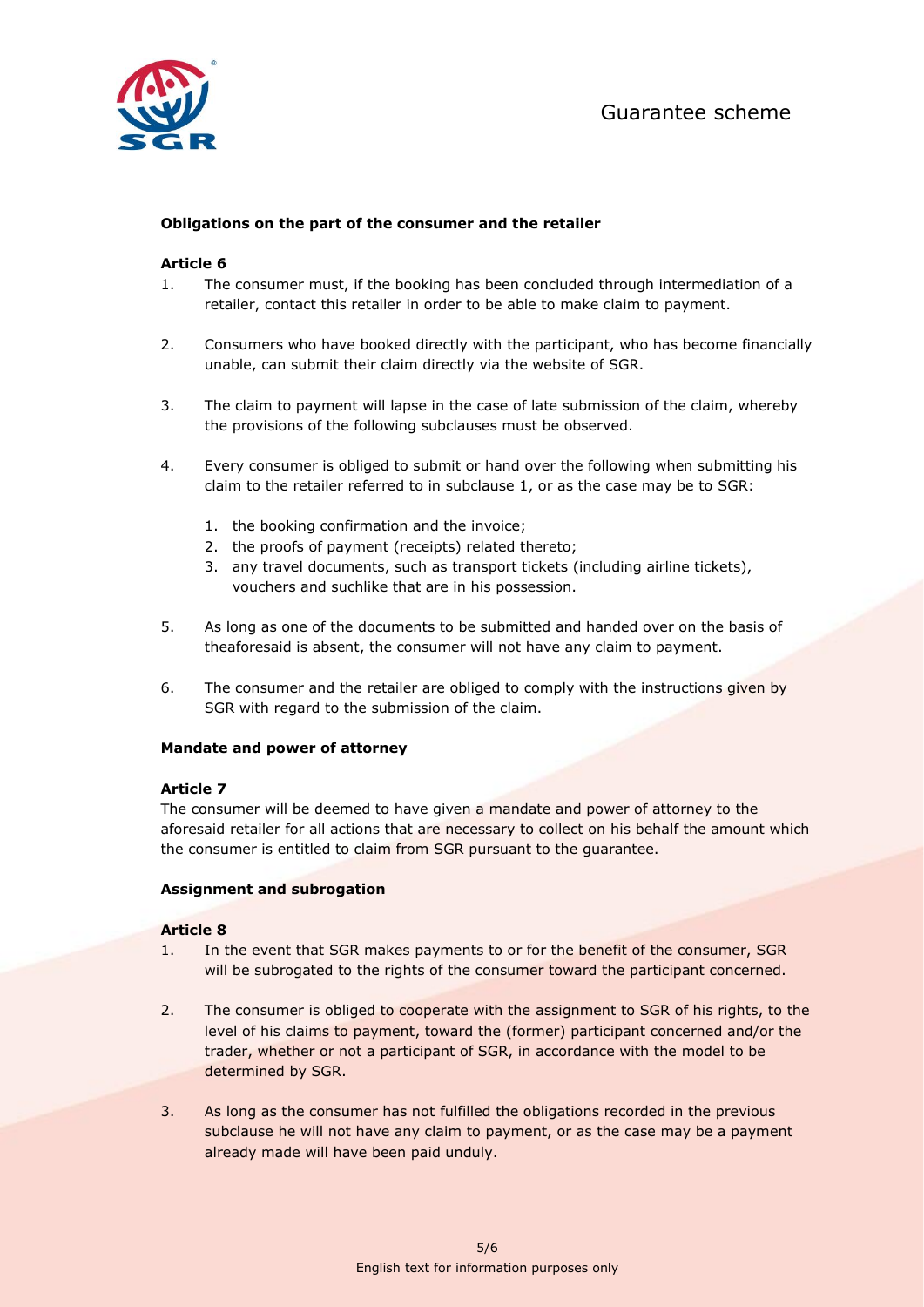### Obligations on the part of the consumer and the retailer

#### Article 6

1. The consumer must, if the booking has been concluded through intermediation of a retailer, contact this retailer in order to be able to make claim to payment.

2. Consumers who have booked directly with the participant, who has become financially unable, can submit their claim directly via the website of SGR.

3. The claim to payment will lapse in the case of late submission of the claim, whereby the provisions of the following subclauses must be observed.

4. Every consumer is obliged to submit or hand over the following when submitting his claim to the retailer referred to in subclause 1, or as the case may be to SGR:

    1. the booking confirmation and the invoice;
    2. the proofs of payment (receipts) related thereto;
    3. any travel documents, such as transport tickets (including airline tickets), vouchers and suchlike that are in his possession.

5. As long as one of the documents to be submitted and handed over on the basis of theaforesaid is absent, the consumer will not have any claim to payment.

6. The consumer and the retailer are obliged to comply with the instructions given by SGR with regard to the submission of the claim.

### Mandate and power of attorney

#### Article 7

The consumer will be deemed to have given a mandate and power of attorney to the aforesaid retailer for all actions that are necessary to collect on his behalf the amount which the consumer is entitled to claim from SGR pursuant to the guarantee.

### Assignment and subrogation

#### Article 8

1. In the event that SGR makes payments to or for the benefit of the consumer, SGR will be subrogated to the rights of the consumer toward the participant concerned.

2. The consumer is obliged to cooperate with the assignment to SGR of his rights, to the level of his claims to payment, toward the (former) participant concerned and/or the trader, whether or not a participant of SGR, in accordance with the model to be determined by SGR.

3. As long as the consumer has not fulfilled the obligations recorded in the previous subclause he will not have any claim to payment, or as the case may be a payment already made will have been paid unduly.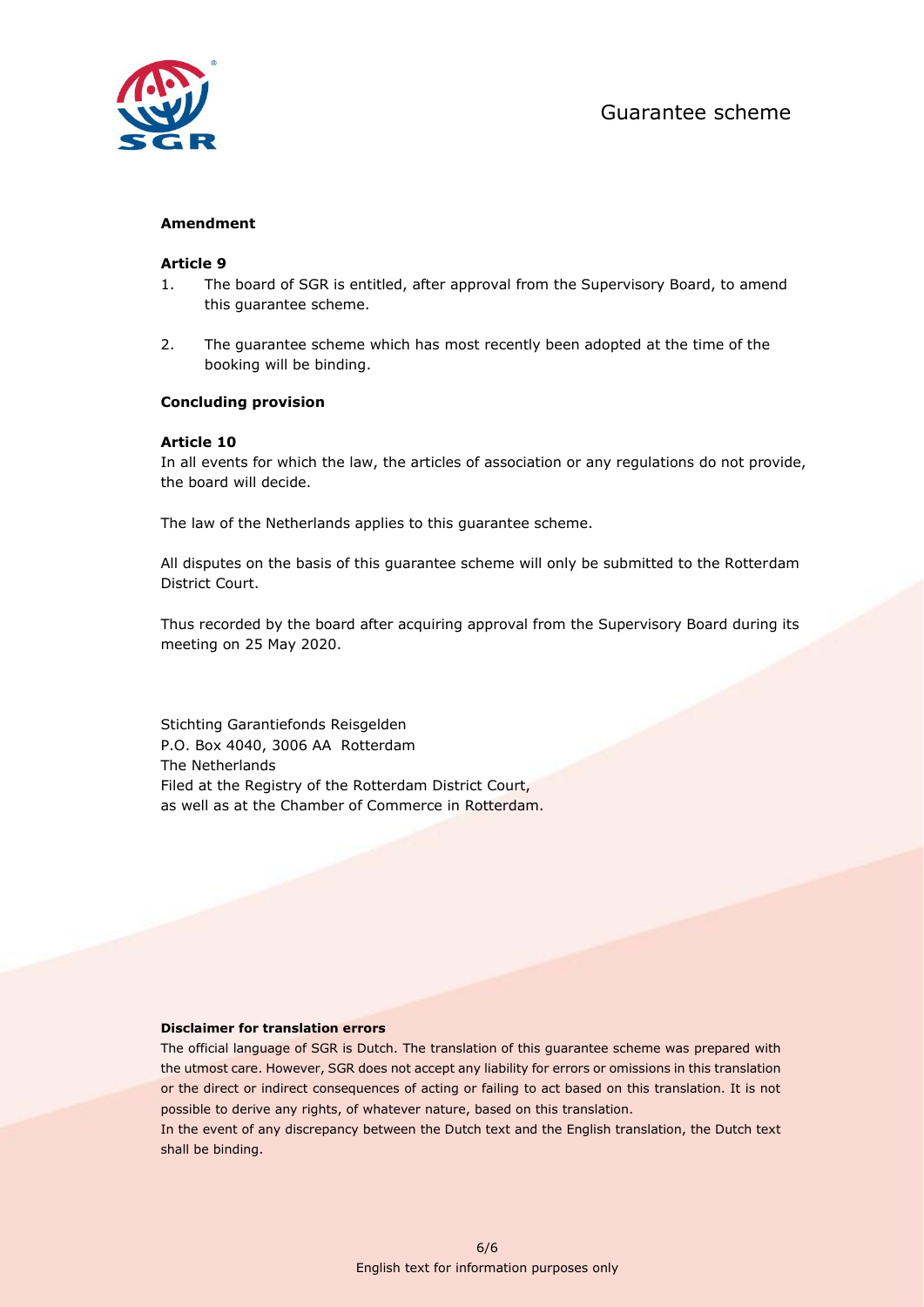**Amendment**

**Article 9**

1. The board of SGR is entitled, after approval from the Supervisory Board, to amend this guarantee scheme.

2. The guarantee scheme which has most recently been adopted at the time of the booking will be binding.

**Concluding provision**

**Article 10**

In all events for which the law, the articles of association or any regulations do not provide, the board will decide.

The law of the Netherlands applies to this guarantee scheme.

All disputes on the basis of this guarantee scheme will only be submitted to the Rotterdam District Court.

Thus recorded by the board after acquiring approval from the Supervisory Board during its meeting on 25 May 2020.

Stichting Garantiefonds Reisgelden
P.O. Box 4040, 3006 AA Rotterdam
The Netherlands
Filed at the Registry of the Rotterdam District Court,
as well as at the Chamber of Commerce in Rotterdam.

**Disclaimer for translation errors**

The official language of SGR is Dutch. The translation of this guarantee scheme was prepared with the utmost care. However, SGR does not accept any liability for errors or omissions in this translation or the direct or indirect consequences of acting or failing to act based on this translation. It is not possible to derive any rights, of whatever nature, based on this translation.
In the event of any discrepancy between the Dutch text and the English translation, the Dutch text shall be binding.